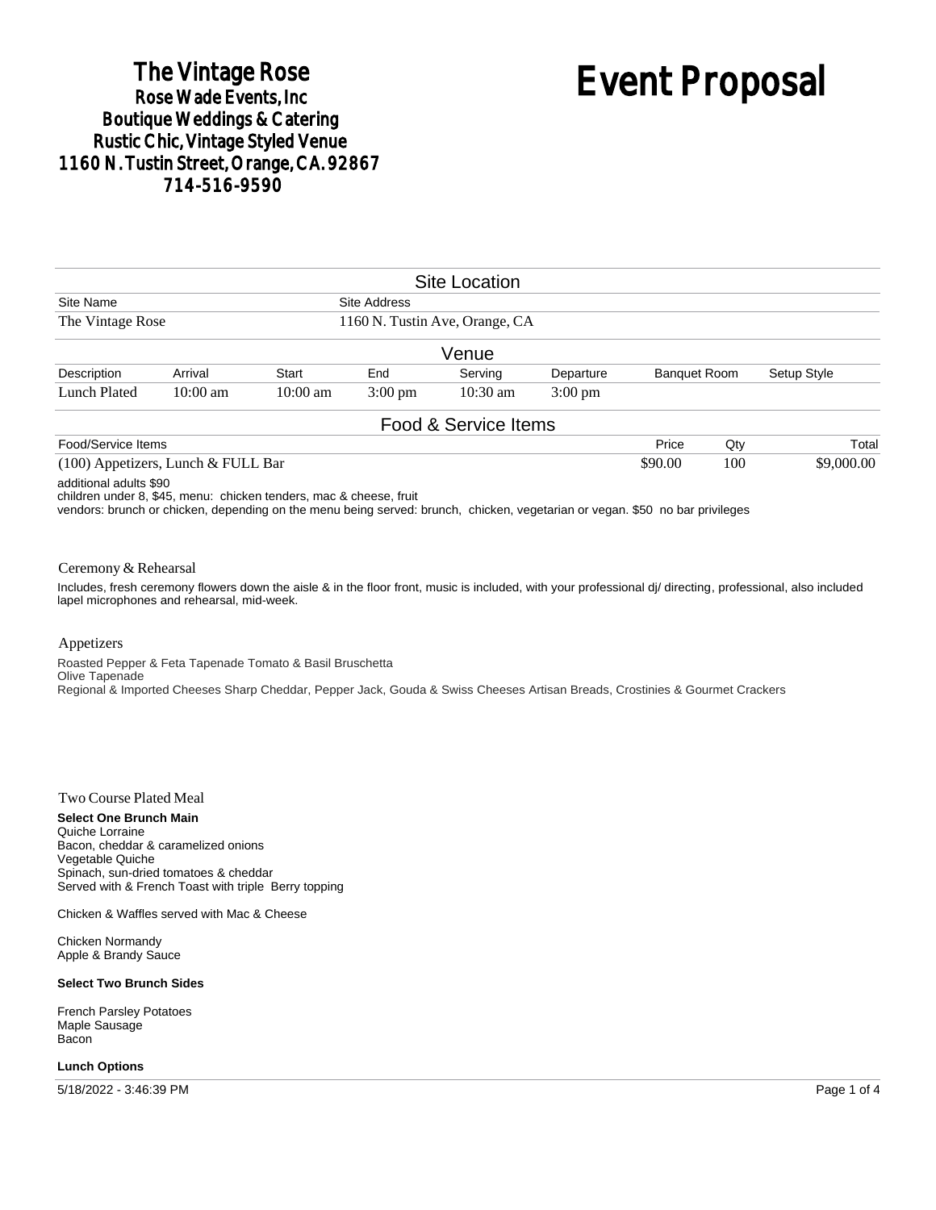# The Vintage Rose

**Rose Wade Events, Inc**
**Boutique Weddings & Catering**
**Rustic Chic, Vintage Styled Venue**
**1160 N. Tustin Street, Orange, CA. 92867**
**714-516-9590**

# Event Proposal

## Site Location

| Site Name | Site Address |
|---|---|
| The Vintage Rose | 1160 N. Tustin Ave, Orange, CA |

## Venue

| Description | Arrival | Start | End | Serving | Departure | Banquet Room | Setup Style |
|---|---|---|---|---|---|---|---|
| Lunch Plated | 10:00 am | 10:00 am | 3:00 pm | 10:30 am | 3:00 pm | | |

## Food & Service Items

| Food/Service Items | Price | Qty | Total |
|---|---|---|---|
| (100) Appetizers, Lunch & FULL Bar | $90.00 | 100 | $9,000.00 |

additional adults $90
children under 8, $45, menu: chicken tenders, mac & cheese, fruit
vendors: brunch or chicken, depending on the menu being served: brunch, chicken, vegetarian or vegan. $50 no bar privileges

### Ceremony & Rehearsal

Includes, fresh ceremony flowers down the aisle & in the floor front, music is included, with your professional dj/ directing, professional, also included lapel microphones and rehearsal, mid-week.

### Appetizers

Roasted Pepper & Feta Tapenade Tomato & Basil Bruschetta
Olive Tapenade
Regional & Imported Cheeses Sharp Cheddar, Pepper Jack, Gouda & Swiss Cheeses Artisan Breads, Crostinies & Gourmet Crackers

### Two Course Plated Meal

**Select One Brunch Main**
Quiche Lorraine
Bacon, cheddar & caramelized onions
Vegetable Quiche
Spinach, sun-dried tomatoes & cheddar
Served with & French Toast with triple Berry topping

Chicken & Waffles served with Mac & Cheese

Chicken Normandy
Apple & Brandy Sauce

**Select Two Brunch Sides**

French Parsley Potatoes
Maple Sausage
Bacon

**Lunch Options**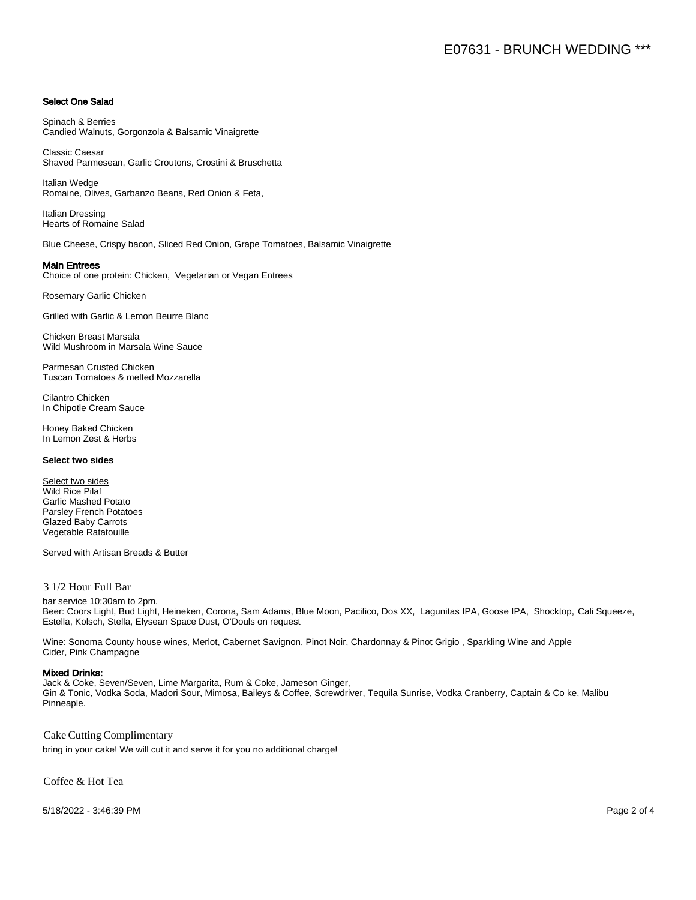# E07631 - BRUNCH WEDDING ***

### Select One Salad

Spinach & Berries
Candied Walnuts, Gorgonzola & Balsamic Vinaigrette

Classic Caesar
Shaved Parmesean, Garlic Croutons, Crostini & Bruschetta

Italian Wedge
Romaine, Olives, Garbanzo Beans, Red Onion & Feta,

Italian Dressing
Hearts of Romaine Salad

Blue Cheese, Crispy bacon, Sliced Red Onion, Grape Tomatoes, Balsamic Vinaigrette

### Main Entrees

Choice of one protein: Chicken, Vegetarian or Vegan Entrees

Rosemary Garlic Chicken

Grilled with Garlic & Lemon Beurre Blanc

Chicken Breast Marsala
Wild Mushroom in Marsala Wine Sauce

Parmesan Crusted Chicken
Tuscan Tomatoes & melted Mozzarella

Cilantro Chicken
In Chipotle Cream Sauce

Honey Baked Chicken
In Lemon Zest & Herbs

**Select two sides**

Select two sides
Wild Rice Pilaf
Garlic Mashed Potato
Parsley French Potatoes
Glazed Baby Carrots
Vegetable Ratatouille

Served with Artisan Breads & Butter

## 3 1/2 Hour Full Bar

bar service 10:30am to 2pm.
Beer: Coors Light, Bud Light, Heineken, Corona, Sam Adams, Blue Moon, Pacifico, Dos XX, Lagunitas IPA, Goose IPA, Shocktop, Cali Squeeze, Estella, Kolsch, Stella, Elysean Space Dust, O'Douls on request

Wine: Sonoma County house wines, Merlot, Cabernet Savignon, Pinot Noir, Chardonnay & Pinot Grigio , Sparkling Wine and Apple Cider, Pink Champagne

### Mixed Drinks:

Jack & Coke, Seven/Seven, Lime Margarita, Rum & Coke, Jameson Ginger,
Gin & Tonic, Vodka Soda, Madori Sour, Mimosa, Baileys & Coffee, Screwdriver, Tequila Sunrise, Vodka Cranberry, Captain & Co ke, Malibu Pinneaple.

## Cake Cutting Complimentary

bring in your cake! We will cut it and serve it for you no additional charge!

## Coffee & Hot Tea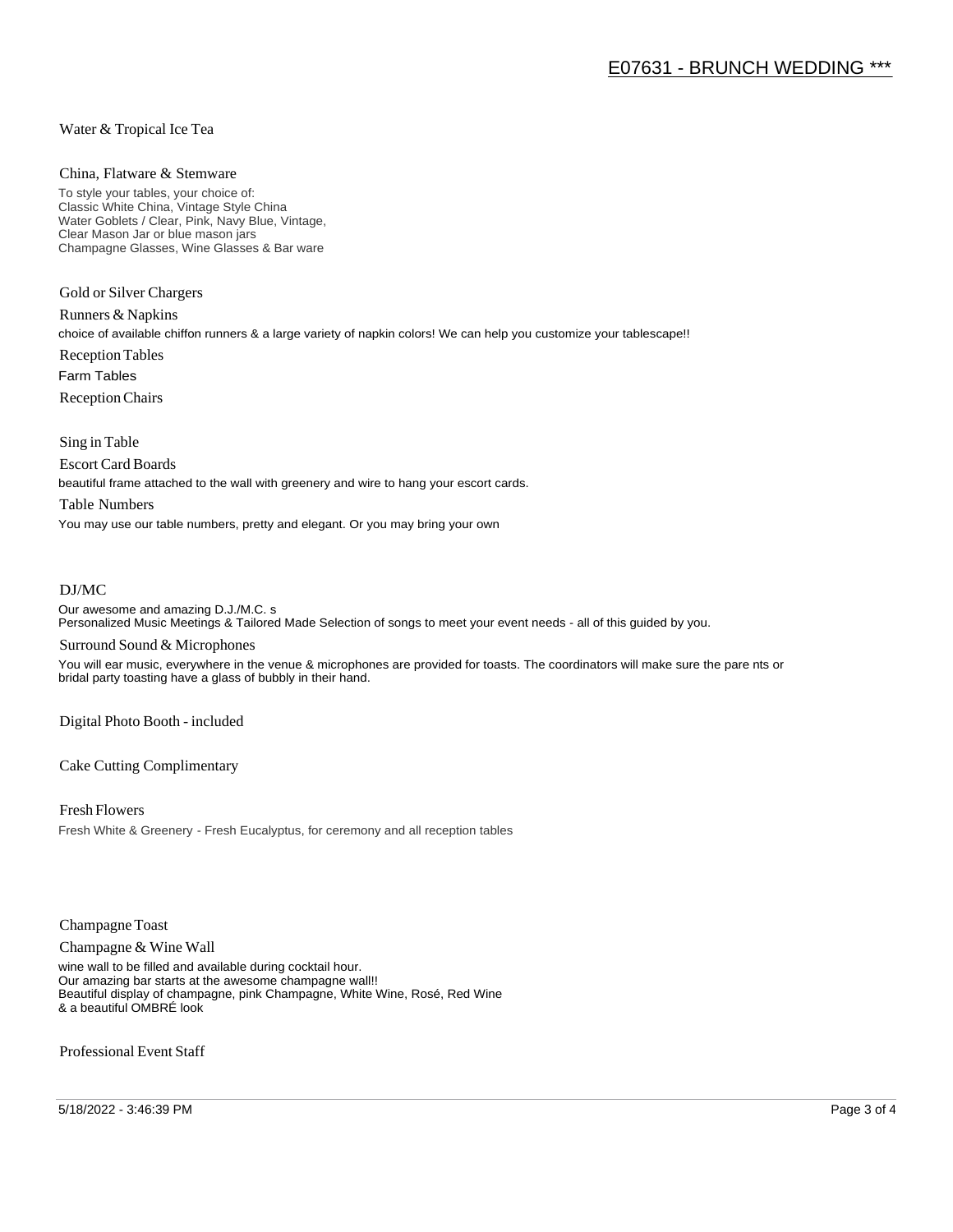Water & Tropical Ice Tea

China, Flatware & Stemware

To style your tables, your choice of:
Classic White China, Vintage Style China
Water Goblets / Clear, Pink, Navy Blue, Vintage,
Clear Mason Jar or blue mason jars
Champagne Glasses, Wine Glasses & Bar ware

Gold or Silver Chargers

Runners & Napkins

choice of available chiffon runners & a large variety of napkin colors! We can help you customize your tablescape!!

Reception Tables

Farm Tables

Reception Chairs

Sing in Table

Escort Card Boards

beautiful frame attached to the wall with greenery and wire to hang your escort cards.

Table Numbers

You may use our table numbers, pretty and elegant. Or you may bring your own

DJ/MC

Our awesome and amazing D.J./M.C. s
Personalized Music Meetings & Tailored Made Selection of songs to meet your event needs - all of this guided by you.

Surround Sound & Microphones

You will ear music, everywhere in the venue & microphones are provided for toasts. The coordinators will make sure the pare nts or bridal party toasting have a glass of bubbly in their hand.

Digital Photo Booth - included

Cake Cutting Complimentary

Fresh Flowers

Fresh White & Greenery - Fresh Eucalyptus, for ceremony and all reception tables

Champagne Toast

Champagne & Wine Wall

wine wall to be filled and available during cocktail hour.
Our amazing bar starts at the awesome champagne wall!!
Beautiful display of champagne, pink Champagne, White Wine, Rosé, Red Wine
& a beautiful OMBRÉ look

Professional Event Staff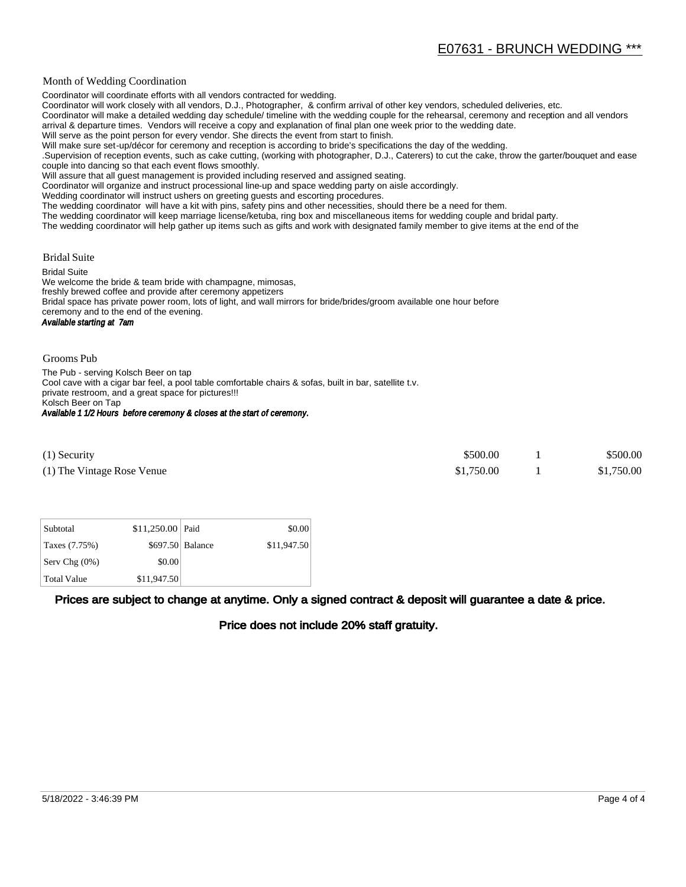## Month of Wedding Coordination

Coordinator will coordinate efforts with all vendors contracted for wedding.
Coordinator will work closely with all vendors, D.J., Photographer, & confirm arrival of other key vendors, scheduled deliveries, etc.
Coordinator will make a detailed wedding day schedule/ timeline with the wedding couple for the rehearsal, ceremony and reception and all vendors arrival & departure times. Vendors will receive a copy and explanation of final plan one week prior to the wedding date.
Will serve as the point person for every vendor. She directs the event from start to finish.
Will make sure set-up/décor for ceremony and reception is according to bride's specifications the day of the wedding.
.Supervision of reception events, such as cake cutting, (working with photographer, D.J., Caterers) to cut the cake, throw the garter/bouquet and ease couple into dancing so that each event flows smoothly.
Will assure that all guest management is provided including reserved and assigned seating.
Coordinator will organize and instruct processional line-up and space wedding party on aisle accordingly.
Wedding coordinator will instruct ushers on greeting guests and escorting procedures.
The wedding coordinator will have a kit with pins, safety pins and other necessities, should there be a need for them.
The wedding coordinator will keep marriage license/ketuba, ring box and miscellaneous items for wedding couple and bridal party.
The wedding coordinator will help gather up items such as gifts and work with designated family member to give items at the end of the

## Bridal Suite

Bridal Suite
We welcome the bride & team bride with champagne, mimosas,
freshly brewed coffee and provide after ceremony appetizers
Bridal space has private power room, lots of light, and wall mirrors for bride/brides/groom available one hour before ceremony and to the end of the evening.
***Available starting at 7am***

## Grooms Pub

The Pub - serving Kolsch Beer on tap
Cool cave with a cigar bar feel, a pool table comfortable chairs & sofas, built in bar, satellite t.v.
private restroom, and a great space for pictures!!!
Kolsch Beer on Tap
***Available 1 1/2 Hours before ceremony & closes at the start of ceremony.***

| | | | |
|---|---|---|---|
| (1) Security | \$500.00 | 1 | \$500.00 |
| (1) The Vintage Rose Venue | \$1,750.00 | 1 | \$1,750.00 |

| | | | |
|---|---|---|---|
| Subtotal | \$11,250.00 | Paid | \$0.00 |
| Taxes (7.75%) | \$697.50 | Balance | \$11,947.50 |
| Serv Chg (0%) | \$0.00 | | |
| Total Value | \$11,947.50 | | |

**Prices are subject to change at anytime. Only a signed contract & deposit will guarantee a date & price.**

**Price does not include 20% staff gratuity.**